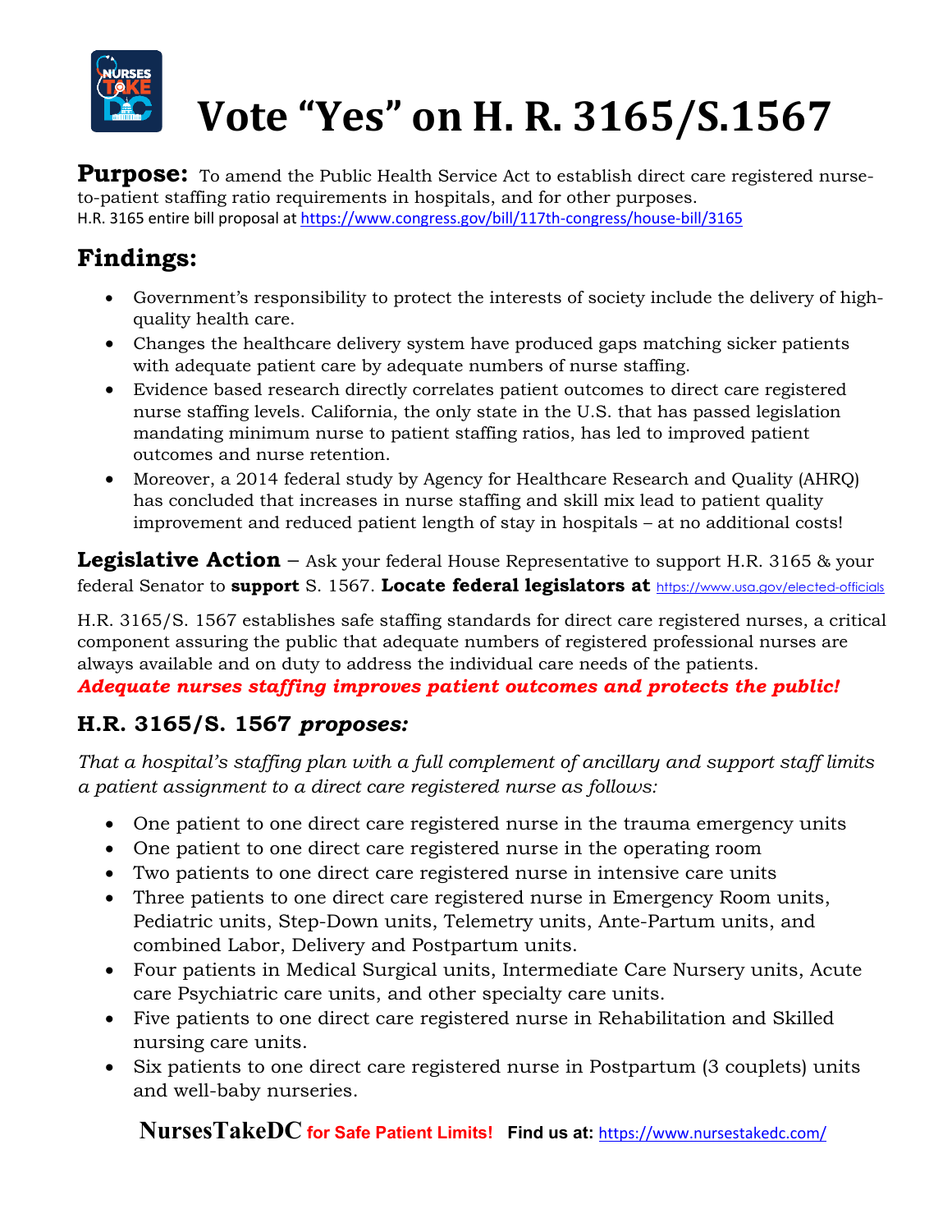# Vote "Yes" on H. R. 3165/S.1567

**Purpose:** To amend the Public Health Service Act to establish direct care registered nurse-to-patient staffing ratio requirements in hospitals, and for other purposes.
H.R. 3165 entire bill proposal at https://www.congress.gov/bill/117th-congress/house-bill/3165

## Findings:

- Government's responsibility to protect the interests of society include the delivery of high-quality health care.
- Changes the healthcare delivery system have produced gaps matching sicker patients with adequate patient care by adequate numbers of nurse staffing.
- Evidence based research directly correlates patient outcomes to direct care registered nurse staffing levels. California, the only state in the U.S. that has passed legislation mandating minimum nurse to patient staffing ratios, has led to improved patient outcomes and nurse retention.
- Moreover, a 2014 federal study by Agency for Healthcare Research and Quality (AHRQ) has concluded that increases in nurse staffing and skill mix lead to patient quality improvement and reduced patient length of stay in hospitals – at no additional costs!

**Legislative Action** – Ask your federal House Representative to support H.R. 3165 & your federal Senator to **support** S. 1567. **Locate federal legislators at** https://www.usa.gov/elected-officials

H.R. 3165/S. 1567 establishes safe staffing standards for direct care registered nurses, a critical component assuring the public that adequate numbers of registered professional nurses are always available and on duty to address the individual care needs of the patients.
***Adequate nurses staffing improves patient outcomes and protects the public!***

### H.R. 3165/S. 1567 *proposes:*

*That a hospital's staffing plan with a full complement of ancillary and support staff limits a patient assignment to a direct care registered nurse as follows:*

- One patient to one direct care registered nurse in the trauma emergency units
- One patient to one direct care registered nurse in the operating room
- Two patients to one direct care registered nurse in intensive care units
- Three patients to one direct care registered nurse in Emergency Room units, Pediatric units, Step-Down units, Telemetry units, Ante-Partum units, and combined Labor, Delivery and Postpartum units.
- Four patients in Medical Surgical units, Intermediate Care Nursery units, Acute care Psychiatric care units, and other specialty care units.
- Five patients to one direct care registered nurse in Rehabilitation and Skilled nursing care units.
- Six patients to one direct care registered nurse in Postpartum (3 couplets) units and well-baby nurseries.

**NursesTakeDC for Safe Patient Limits!** **Find us at:** https://www.nursestakedc.com/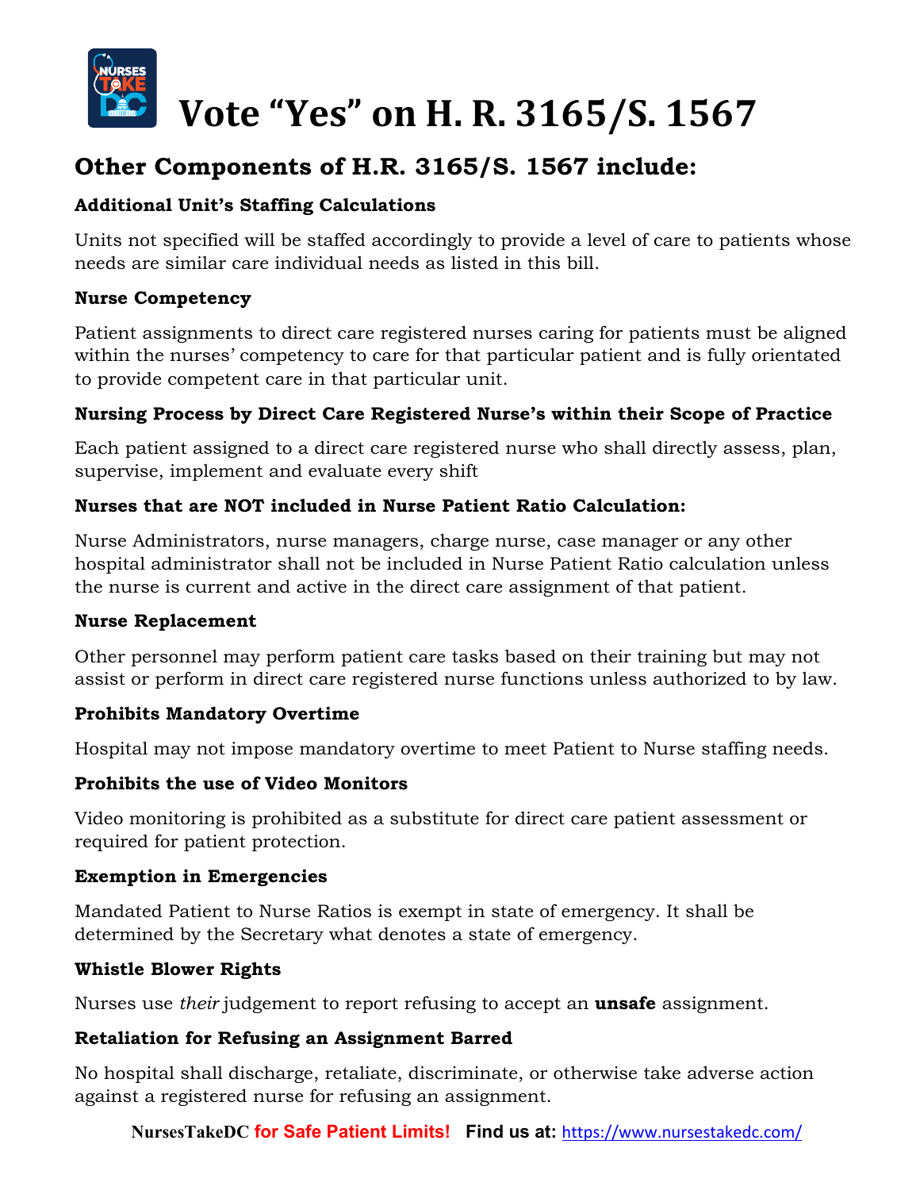# Vote "Yes" on H. R. 3165/S. 1567

## Other Components of H.R. 3165/S. 1567 include:

### Additional Unit's Staffing Calculations

Units not specified will be staffed accordingly to provide a level of care to patients whose needs are similar care individual needs as listed in this bill.

### Nurse Competency

Patient assignments to direct care registered nurses caring for patients must be aligned within the nurses' competency to care for that particular patient and is fully orientated to provide competent care in that particular unit.

### Nursing Process by Direct Care Registered Nurse's within their Scope of Practice

Each patient assigned to a direct care registered nurse who shall directly assess, plan, supervise, implement and evaluate every shift

### Nurses that are NOT included in Nurse Patient Ratio Calculation:

Nurse Administrators, nurse managers, charge nurse, case manager or any other hospital administrator shall not be included in Nurse Patient Ratio calculation unless the nurse is current and active in the direct care assignment of that patient.

### Nurse Replacement

Other personnel may perform patient care tasks based on their training but may not assist or perform in direct care registered nurse functions unless authorized to by law.

### Prohibits Mandatory Overtime

Hospital may not impose mandatory overtime to meet Patient to Nurse staffing needs.

### Prohibits the use of Video Monitors

Video monitoring is prohibited as a substitute for direct care patient assessment or required for patient protection.

### Exemption in Emergencies

Mandated Patient to Nurse Ratios is exempt in state of emergency. It shall be determined by the Secretary what denotes a state of emergency.

### Whistle Blower Rights

Nurses use *their* judgement to report refusing to accept an **unsafe** assignment.

### Retaliation for Refusing an Assignment Barred

No hospital shall discharge, retaliate, discriminate, or otherwise take adverse action against a registered nurse for refusing an assignment.

**NursesTakeDC for Safe Patient Limits! Find us at:** https://www.nursestakedc.com/